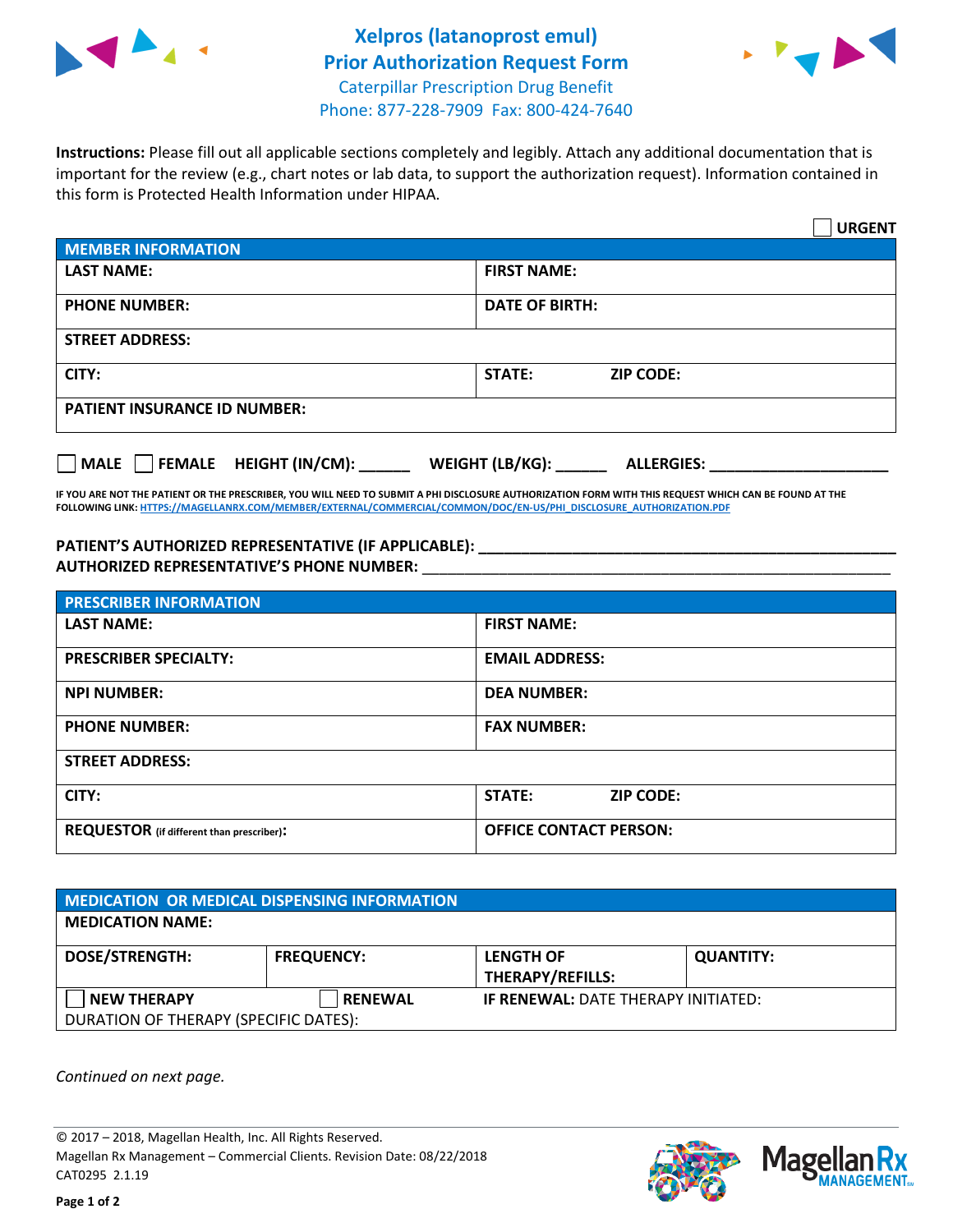# Xelpros (latanoprost emul)
## Prior Authorization Request Form

Caterpillar Prescription Drug Benefit
Phone: 877-228-7909 Fax: 800-424-7640

**Instructions:** Please fill out all applicable sections completely and legibly. Attach any additional documentation that is important for the review (e.g., chart notes or lab data, to support the authorization request). Information contained in this form is Protected Health Information under HIPAA.

☐ **URGENT**

| MEMBER INFORMATION | |
|---|---|
| **LAST NAME:** | **FIRST NAME:** |
| **PHONE NUMBER:** | **DATE OF BIRTH:** |
| **STREET ADDRESS:** | |
| **CITY:** | **STATE:** **ZIP CODE:** |
| **PATIENT INSURANCE ID NUMBER:** | |

☐ **MALE** ☐ **FEMALE** **HEIGHT (IN/CM):** ______ **WEIGHT (LB/KG):** ______ **ALLERGIES:** ____________________

**IF YOU ARE NOT THE PATIENT OR THE PRESCRIBER, YOU WILL NEED TO SUBMIT A PHI DISCLOSURE AUTHORIZATION FORM WITH THIS REQUEST WHICH CAN BE FOUND AT THE FOLLOWING LINK: HTTPS://MAGELLANRX.COM/MEMBER/EXTERNAL/COMMERCIAL/COMMON/DOC/EN-US/PHI_DISCLOSURE_AUTHORIZATION.PDF**

**PATIENT'S AUTHORIZED REPRESENTATIVE (IF APPLICABLE):** ____________________
**AUTHORIZED REPRESENTATIVE'S PHONE NUMBER:** ____________________

| PRESCRIBER INFORMATION | |
|---|---|
| **LAST NAME:** | **FIRST NAME:** |
| **PRESCRIBER SPECIALTY:** | **EMAIL ADDRESS:** |
| **NPI NUMBER:** | **DEA NUMBER:** |
| **PHONE NUMBER:** | **FAX NUMBER:** |
| **STREET ADDRESS:** | |
| **CITY:** | **STATE:** **ZIP CODE:** |
| **REQUESTOR** (if different than prescriber)**:** | **OFFICE CONTACT PERSON:** |

| MEDICATION OR MEDICAL DISPENSING INFORMATION | | | |
|---|---|---|---|
| **MEDICATION NAME:** | | | |
| **DOSE/STRENGTH:** | **FREQUENCY:** | **LENGTH OF THERAPY/REFILLS:** | **QUANTITY:** |
| ☐ **NEW THERAPY** | ☐ **RENEWAL** | **IF RENEWAL:** DATE THERAPY INITIATED: | |
| DURATION OF THERAPY (SPECIFIC DATES): | | | |

*Continued on next page.*

© 2017 – 2018, Magellan Health, Inc. All Rights Reserved.
Magellan Rx Management – Commercial Clients. Revision Date: 08/22/2018
CAT0295 2.1.19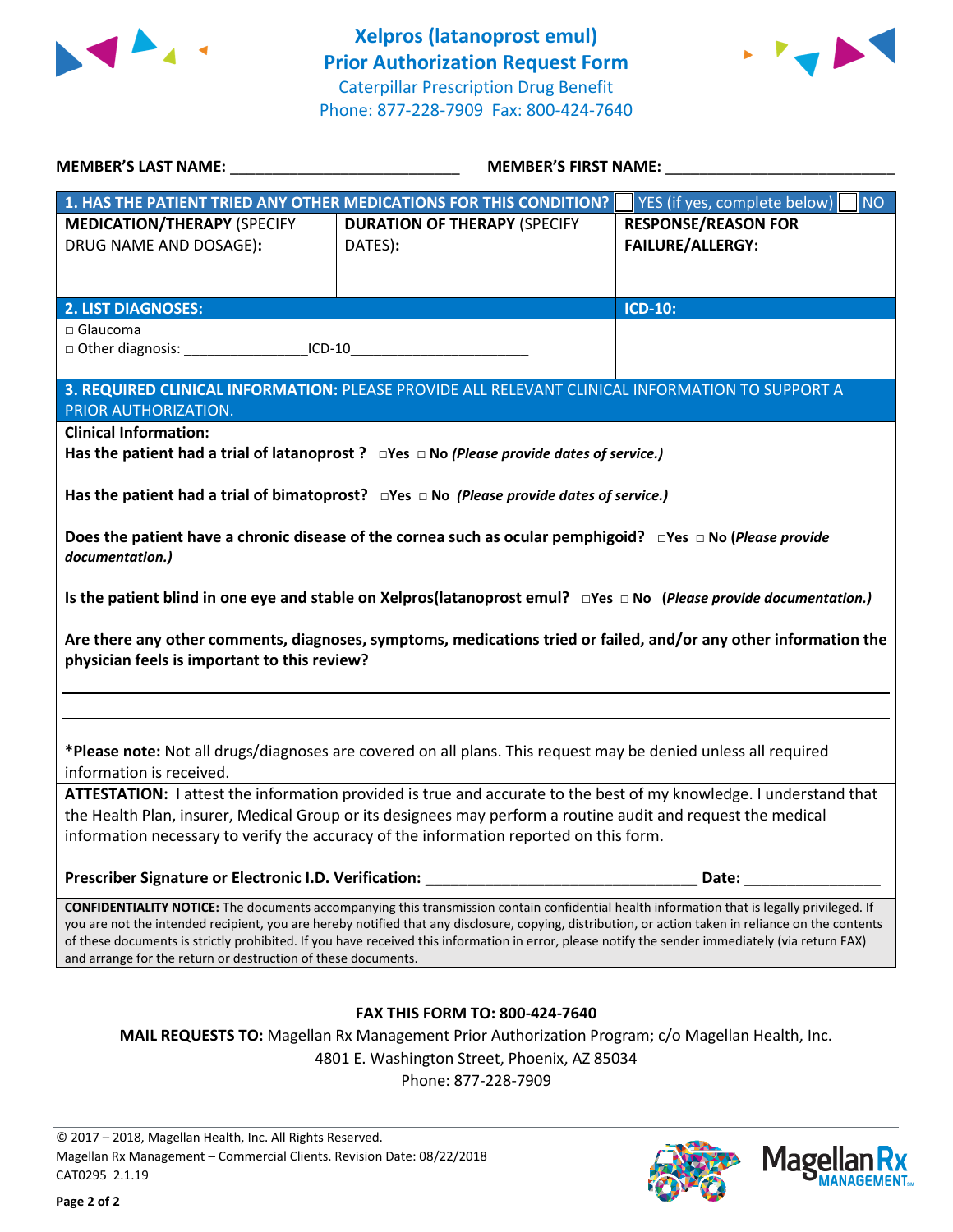# Xelpros (latanoprost emul)
## Prior Authorization Request Form

Caterpillar Prescription Drug Benefit
Phone: 877-228-7909 Fax: 800-424-7640

**MEMBER'S LAST NAME:** ___________________________ **MEMBER'S FIRST NAME:** ___________________________

| **1. HAS THE PATIENT TRIED ANY OTHER MEDICATIONS FOR THIS CONDITION?** | | ☐ YES (if yes, complete below) ☐ NO |
|---|---|---|
| **MEDICATION/THERAPY** (SPECIFY DRUG NAME AND DOSAGE): | **DURATION OF THERAPY** (SPECIFY DATES): | **RESPONSE/REASON FOR FAILURE/ALLERGY:** |

| **2. LIST DIAGNOSES:** | **ICD-10:** |
|---|---|
| □ Glaucoma<br>□ Other diagnosis: _______________ICD-10______________________ | |

**3. REQUIRED CLINICAL INFORMATION:** PLEASE PROVIDE ALL RELEVANT CLINICAL INFORMATION TO SUPPORT A PRIOR AUTHORIZATION.

**Clinical Information:**

**Has the patient had a trial of latanoprost ?** □Yes □ No *(Please provide dates of service.)*

**Has the patient had a trial of bimatoprost?** □Yes □ No *(Please provide dates of service.)*

**Does the patient have a chronic disease of the cornea such as ocular pemphigoid?** □Yes □ No (*Please provide documentation.)*

**Is the patient blind in one eye and stable on Xelpros(latanoprost emul?** □Yes □ No (*Please provide documentation.)*

**Are there any other comments, diagnoses, symptoms, medications tried or failed, and/or any other information the physician feels is important to this review?**

_______________________________________________________________________________

_______________________________________________________________________________

***Please note:** Not all drugs/diagnoses are covered on all plans. This request may be denied unless all required information is received.

**ATTESTATION:** I attest the information provided is true and accurate to the best of my knowledge. I understand that the Health Plan, insurer, Medical Group or its designees may perform a routine audit and request the medical information necessary to verify the accuracy of the information reported on this form.

**Prescriber Signature or Electronic I.D. Verification:** ________________________________ **Date:** ________________

**CONFIDENTIALITY NOTICE:** The documents accompanying this transmission contain confidential health information that is legally privileged. If you are not the intended recipient, you are hereby notified that any disclosure, copying, distribution, or action taken in reliance on the contents of these documents is strictly prohibited. If you have received this information in error, please notify the sender immediately (via return FAX) and arrange for the return or destruction of these documents.

**FAX THIS FORM TO: 800-424-7640**

**MAIL REQUESTS TO:** Magellan Rx Management Prior Authorization Program; c/o Magellan Health, Inc.
4801 E. Washington Street, Phoenix, AZ 85034
Phone: 877-228-7909

© 2017 – 2018, Magellan Health, Inc. All Rights Reserved.
Magellan Rx Management – Commercial Clients. Revision Date: 08/22/2018
CAT0295 2.1.19